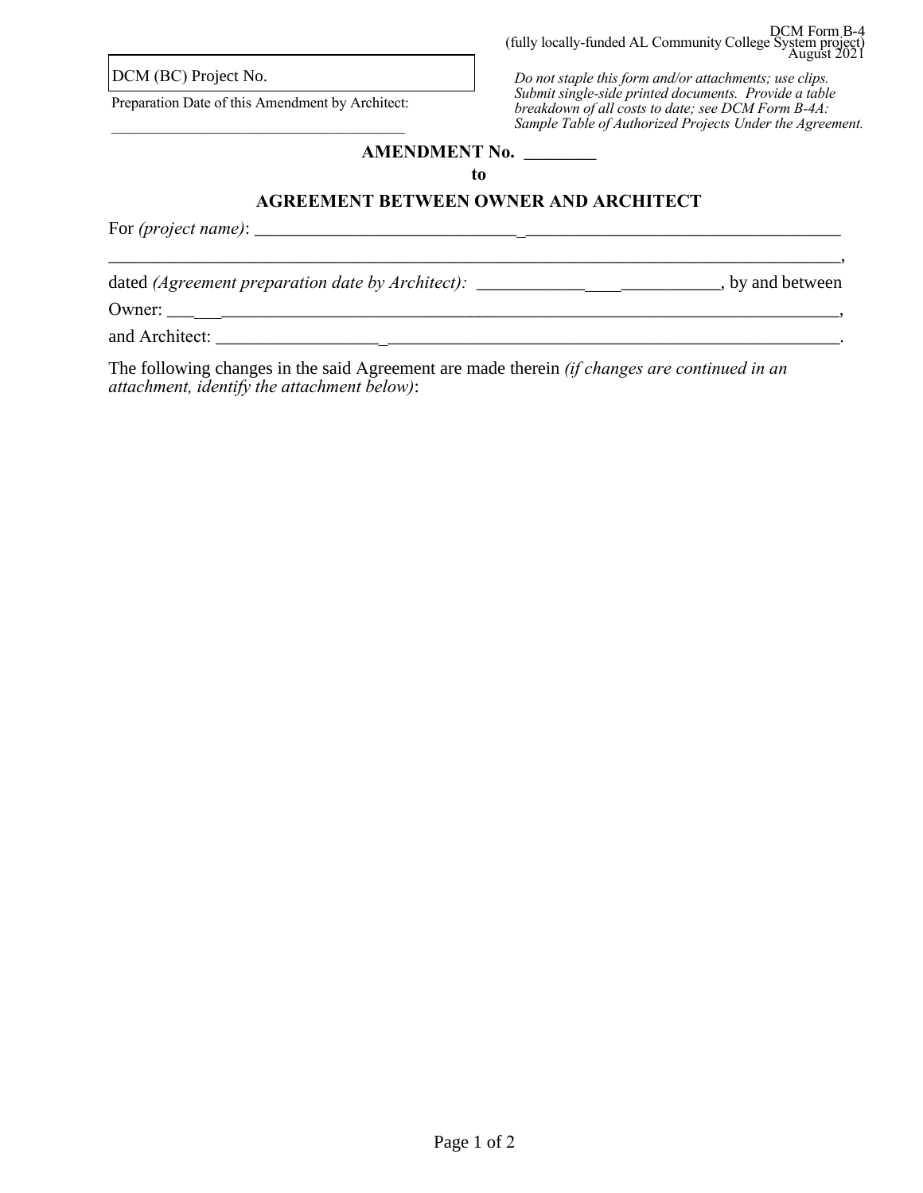DCM Form B-4
(fully locally-funded AL Community College System project)
August 2021

| DCM (BC) Project No. |
| --- |

Preparation Date of this Amendment by Architect:

______________________________________

*Do not staple this form and/or attachments; use clips. Submit single-side printed documents. Provide a table breakdown of all costs to date; see DCM Form B-4A: Sample Table of Authorized Projects Under the Agreement.*

## AMENDMENT No. ________

**to**

## AGREEMENT BETWEEN OWNER AND ARCHITECT

For *(project name)*: _____________________________ _____________________________________

_________________________________________________________________________________,

dated *(Agreement preparation date by Architect):* ____________ ____ ___________, by and between

Owner: ___ ___ ___________________________________________________________________,

and Architect: __________________ _ ____________________________________________________.

The following changes in the said Agreement are made therein *(if changes are continued in an attachment, identify the attachment below)*: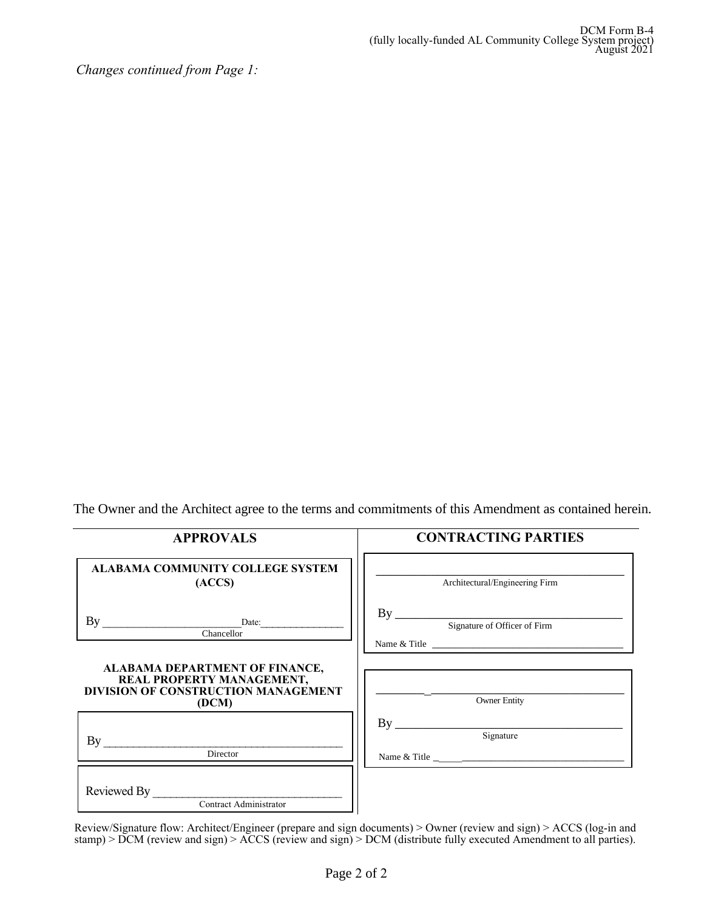DCM Form B-4
(fully locally-funded AL Community College System project)
August 2021

*Changes continued from Page 1:*

The Owner and the Architect agree to the terms and commitments of this Amendment as contained herein.

| APPROVALS | CONTRACTING PARTIES |
|---|---|
| **ALABAMA COMMUNITY COLLEGE SYSTEM (ACCS)**<br><br>By ________________________ Date: ________________<br>Chancellor | ________________________________________<br>Architectural/Engineering Firm<br><br>By ________________________________________<br>Signature of Officer of Firm<br><br>Name & Title ________________________________________ |
| **ALABAMA DEPARTMENT OF FINANCE, REAL PROPERTY MANAGEMENT, DIVISION OF CONSTRUCTION MANAGEMENT (DCM)**<br><br>By ________________________________________<br>Director | ________________________________________<br>Owner Entity<br><br>By ________________________________________<br>Signature<br><br>Name & Title ________________________________________ |
| Reviewed By ________________________________<br>Contract Administrator | |

Review/Signature flow: Architect/Engineer (prepare and sign documents) > Owner (review and sign) > ACCS (log-in and stamp) > DCM (review and sign) > ACCS (review and sign) > DCM (distribute fully executed Amendment to all parties).